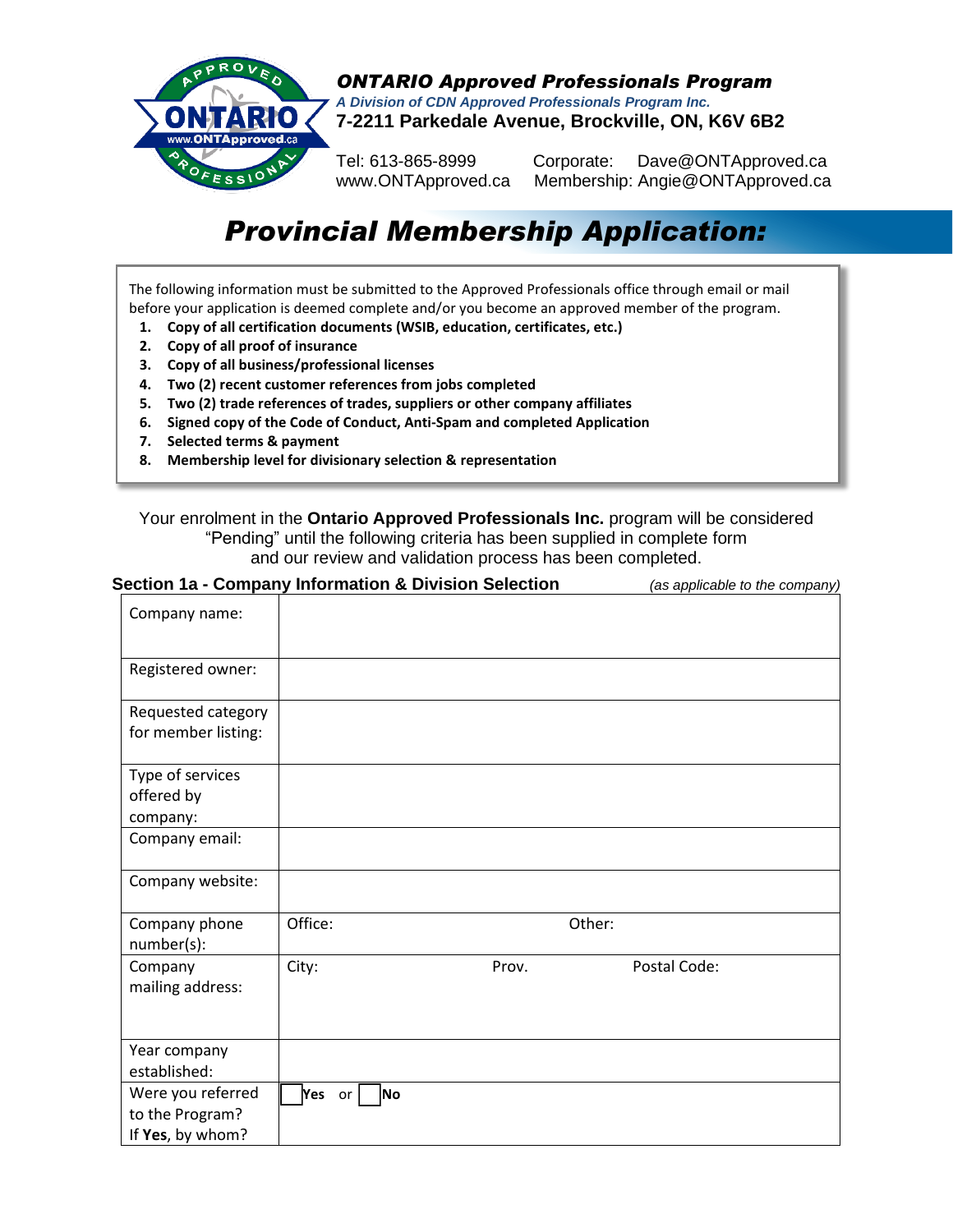## *ONTARIO Approved Professionals Program*

***A Division of CDN Approved Professionals Program Inc.***

**7-2211 Parkedale Avenue, Brockville, ON, K6V 6B2**

Tel: 613-865-8999 Corporate: Dave@ONTApproved.ca
www.ONTApproved.ca Membership: Angie@ONTApproved.ca

# *Provincial Membership Application:*

The following information must be submitted to the Approved Professionals office through email or mail before your application is deemed complete and/or you become an approved member of the program.

1. **Copy of all certification documents (WSIB, education, certificates, etc.)**
2. **Copy of all proof of insurance**
3. **Copy of all business/professional licenses**
4. **Two (2) recent customer references from jobs completed**
5. **Two (2) trade references of trades, suppliers or other company affiliates**
6. **Signed copy of the Code of Conduct, Anti-Spam and completed Application**
7. **Selected terms & payment**
8. **Membership level for divisionary selection & representation**

Your enrolment in the **Ontario Approved Professionals Inc.** program will be considered "Pending" until the following criteria has been supplied in complete form and our review and validation process has been completed.

### Section 1a - Company Information & Division Selection *(as applicable to the company)*

| | | | |
|---|---|---|---|
| Company name: | | | |
| Registered owner: | | | |
| Requested category for member listing: | | | |
| Type of services offered by company: | | | |
| Company email: | | | |
| Company website: | | | |
| Company phone number(s): | Office: | | Other: |
| Company mailing address: | City: | Prov. | Postal Code: |
| Year company established: | | | |
| Were you referred to the Program? If **Yes**, by whom? | ☐ **Yes** or ☐ **No** | | |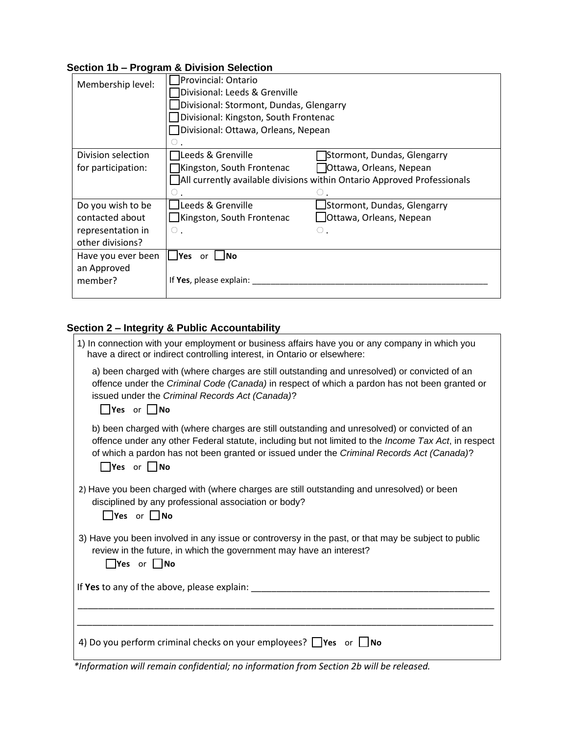## Section 1b – Program & Division Selection

| | | |
|---|---|---|
| Membership level: | ☐Provincial: Ontario<br>☐Divisional: Leeds & Grenville<br>☐Divisional: Stormont, Dundas, Glengarry<br>☐Divisional: Kingston, South Frontenac<br>☐Divisional: Ottawa, Orleans, Nepean<br>○ . | |
| Division selection for participation: | ☐Leeds & Grenville<br>☐Kingston, South Frontenac<br>☐All currently available divisions within Ontario Approved Professionals<br>○ . | ☐Stormont, Dundas, Glengarry<br>☐Ottawa, Orleans, Nepean<br><br>○ . |
| Do you wish to be contacted about representation in other divisions? | ☐Leeds & Grenville<br>☐Kingston, South Frontenac<br>○ . | ☐Stormont, Dundas, Glengarry<br>☐Ottawa, Orleans, Nepean<br>○ . |
| Have you ever been an Approved member? | ☐**Yes** or ☐**No**<br><br>If **Yes**, please explain: ______________________________________________________ | |

## Section 2 – Integrity & Public Accountability

1) In connection with your employment or business affairs have you or any company in which you have a direct or indirect controlling interest, in Ontario or elsewhere:

a) been charged with (where charges are still outstanding and unresolved) or convicted of an offence under the *Criminal Code (Canada)* in respect of which a pardon has not been granted or issued under the *Criminal Records Act (Canada)*?

☐**Yes** or ☐**No**

b) been charged with (where charges are still outstanding and unresolved) or convicted of an offence under any other Federal statute, including but not limited to the *Income Tax Act*, in respect of which a pardon has not been granted or issued under the *Criminal Records Act (Canada)*?

☐**Yes** or ☐**No**

2) Have you been charged with (where charges are still outstanding and unresolved) or been disciplined by any professional association or body?

☐**Yes** or ☐**No**

3) Have you been involved in any issue or controversy in the past, or that may be subject to public review in the future, in which the government may have an interest?

☐**Yes** or ☐**No**

If **Yes** to any of the above, please explain: ______________________________________________

_____________________________________________________________________________________

_____________________________________________________________________________________

4) Do you perform criminal checks on your employees? ☐**Yes** or ☐**No**

*\*Information will remain confidential; no information from Section 2b will be released.*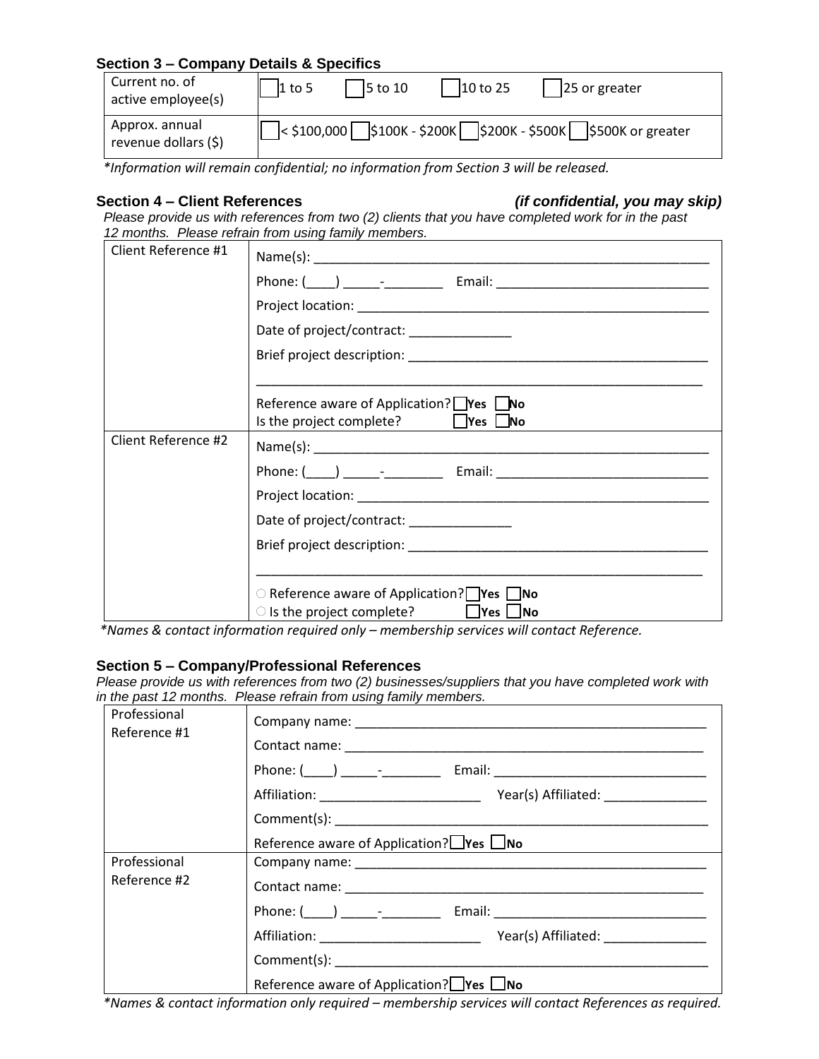### Section 3 – Company Details & Specifics

| Current no. of active employee(s) | ☐ 1 to 5 ☐ 5 to 10 ☐ 10 to 25 ☐ 25 or greater |
|---|---|
| Approx. annual revenue dollars ($) | ☐ < $100,000 ☐ $100K - $200K ☐ $200K - $500K ☐ $500K or greater |

*\*Information will remain confidential; no information from Section 3 will be released.*

### Section 4 – Client References *(if confidential, you may skip)*

*Please provide us with references from two (2) clients that you have completed work for in the past 12 months. Please refrain from using family members.*

| Client Reference #1 | Name(s): ______________________________________________________<br>Phone: (____) _____-________ Email: _____________________________<br>Project location: ______________________________________________<br>Date of project/contract: ______________<br>Brief project description: ________________________________________<br>______________________________________________________________<br>Reference aware of Application? ☐ **Yes** ☐ **No**<br>Is the project complete? ☐ **Yes** ☐ **No** |
|---|---|
| Client Reference #2 | Name(s): ______________________________________________________<br>Phone: (____) _____-________ Email: _____________________________<br>Project location: ______________________________________________<br>Date of project/contract: ______________<br>Brief project description: ________________________________________<br>______________________________________________________________<br>○ Reference aware of Application? ☐ **Yes** ☐ **No**<br>○ Is the project complete? ☐ **Yes** ☐ **No** |

*\*Names & contact information required only – membership services will contact Reference.*

### Section 5 – Company/Professional References

*Please provide us with references from two (2) businesses/suppliers that you have completed work with in the past 12 months. Please refrain from using family members.*

| Professional Reference #1 | Company name: _________________________________________________<br>Contact name: __________________________________________________<br>Phone: (____) _____-________ Email: _____________________________<br>Affiliation: ______________________ Year(s) Affiliated: ______________<br>Comment(s): ____________________________________________________<br>Reference aware of Application? ☐ **Yes** ☐ **No** |
|---|---|
| Professional Reference #2 | Company name: _________________________________________________<br>Contact name: __________________________________________________<br>Phone: (____) _____-________ Email: _____________________________<br>Affiliation: ______________________ Year(s) Affiliated: ______________<br>Comment(s): ____________________________________________________<br>Reference aware of Application? ☐ **Yes** ☐ **No** |

*\*Names & contact information only required – membership services will contact References as required.*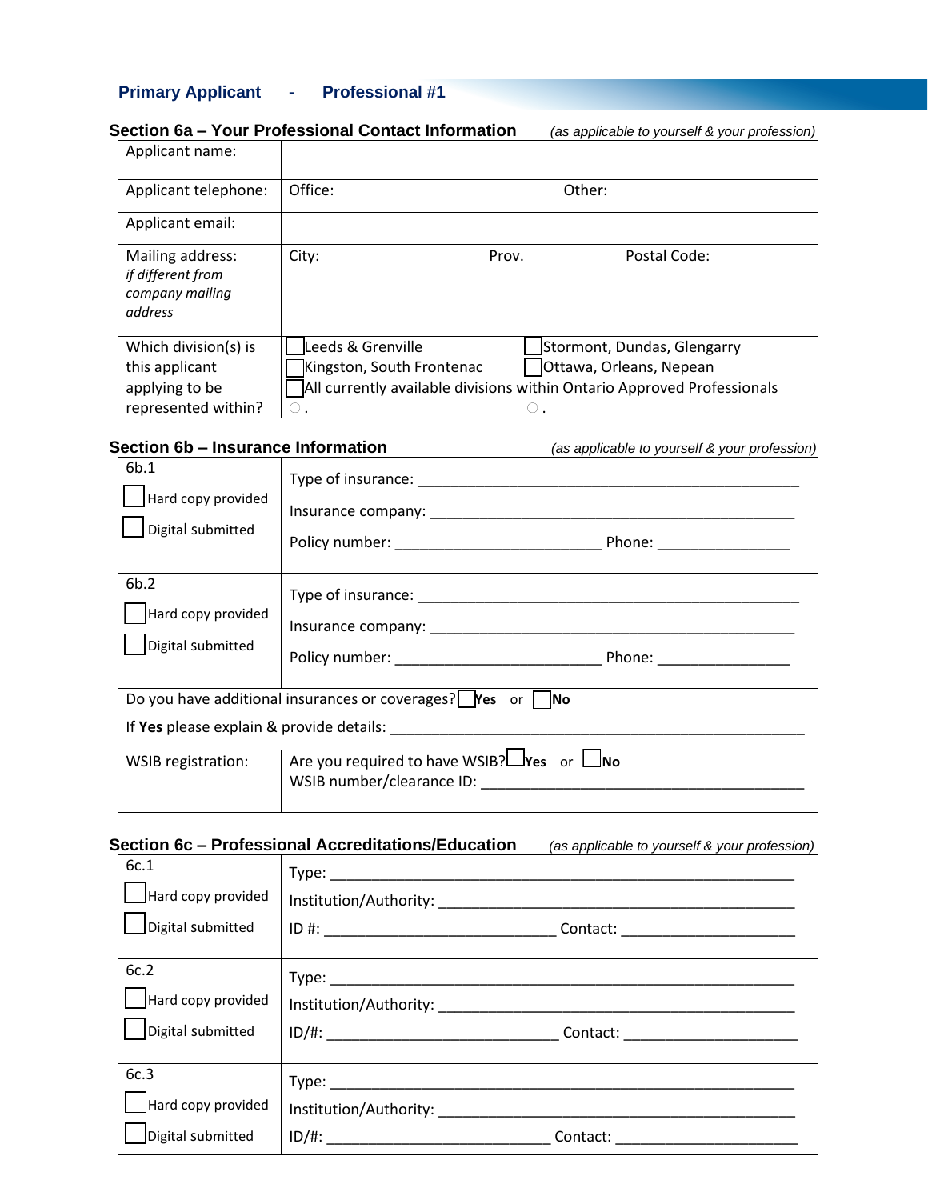## Primary Applicant - Professional #1

### Section 6a – Your Professional Contact Information

*(as applicable to yourself & your profession)*

| Applicant name: | |
|---|---|
| Applicant telephone: | Office: Other: |
| Applicant email: | |
| Mailing address: *if different from company mailing address* | City: Prov. Postal Code: |
| Which division(s) is this applicant applying to be represented within? | ☐ Leeds & Grenville ☐ Stormont, Dundas, Glengarry<br>☐ Kingston, South Frontenac ☐ Ottawa, Orleans, Nepean<br>☐ All currently available divisions within Ontario Approved Professionals<br>○ . ○ . |

### Section 6b – Insurance Information

*(as applicable to yourself & your profession)*

| | |
|---|---|
| 6b.1<br>☐ Hard copy provided<br>☐ Digital submitted | Type of insurance: ______________________________<br>Insurance company: ______________________________<br>Policy number: __________________ Phone: ____________ |
| 6b.2<br>☐ Hard copy provided<br>☐ Digital submitted | Type of insurance: ______________________________<br>Insurance company: ______________________________<br>Policy number: __________________ Phone: ____________ |
| Do you have additional insurances or coverages? ☐ **Yes** or ☐ **No**<br>If **Yes** please explain & provide details: ______________________________ | |
| WSIB registration: | Are you required to have WSIB? ☐ **Yes** or ☐ **No**<br>WSIB number/clearance ID: ______________________________ |

### Section 6c – Professional Accreditations/Education

*(as applicable to yourself & your profession)*

| | |
|---|---|
| 6c.1<br>☐ Hard copy provided<br>☐ Digital submitted | Type: ______________________________<br>Institution/Authority: ______________________________<br>ID #: __________________ Contact: ______________ |
| 6c.2<br>☐ Hard copy provided<br>☐ Digital submitted | Type: ______________________________<br>Institution/Authority: ______________________________<br>ID/#: __________________ Contact: ______________ |
| 6c.3<br>☐ Hard copy provided<br>☐ Digital submitted | Type: ______________________________<br>Institution/Authority: ______________________________<br>ID/#: __________________ Contact: ______________ |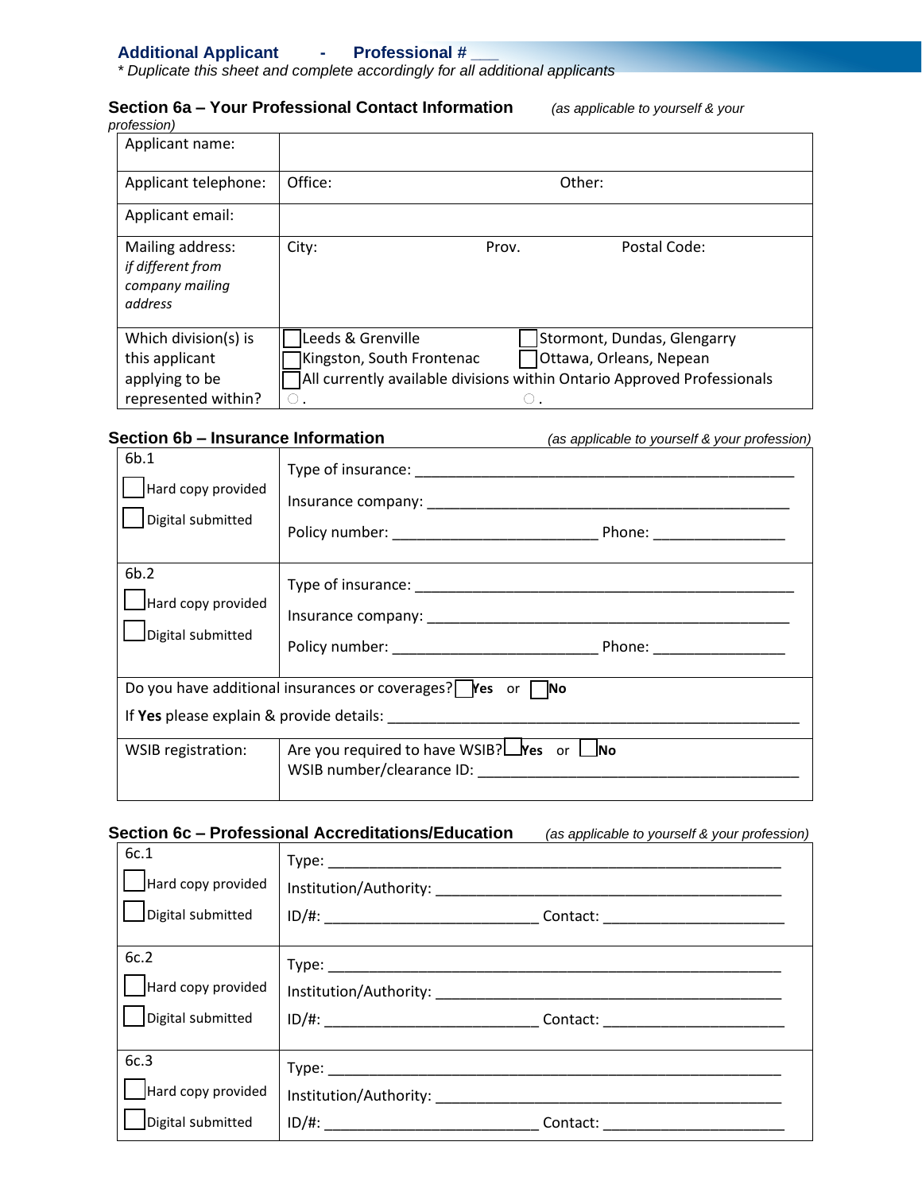## Additional Applicant - Professional # ___

*\* Duplicate this sheet and complete accordingly for all additional applicants*

### Section 6a – Your Professional Contact Information *(as applicable to yourself & your profession)*

| | |
|---|---|
| Applicant name: | |
| Applicant telephone: | Office: Other: |
| Applicant email: | |
| Mailing address: *if different from company mailing address* | City: Prov. Postal Code: |
| Which division(s) is this applicant applying to be represented within? | ☐ Leeds & Grenville ☐ Stormont, Dundas, Glengarry ☐ Kingston, South Frontenac ☐ Ottawa, Orleans, Nepean ☐ All currently available divisions within Ontario Approved Professionals ○ . ○ . |

### Section 6b – Insurance Information *(as applicable to yourself & your profession)*

| | |
|---|---|
| 6b.1 ☐ Hard copy provided ☐ Digital submitted | Type of insurance: ______ Insurance company: ______ Policy number: ______ Phone: ______ |
| 6b.2 ☐ Hard copy provided ☐ Digital submitted | Type of insurance: ______ Insurance company: ______ Policy number: ______ Phone: ______ |
| Do you have additional insurances or coverages? ☐ **Yes** or ☐ **No** If **Yes** please explain & provide details: ______ | |
| WSIB registration: | Are you required to have WSIB? ☐ **Yes** or ☐ **No** WSIB number/clearance ID: ______ |

### Section 6c – Professional Accreditations/Education *(as applicable to yourself & your profession)*

| | |
|---|---|
| 6c.1 ☐ Hard copy provided ☐ Digital submitted | Type: ______ Institution/Authority: ______ ID/#: ______ Contact: ______ |
| 6c.2 ☐ Hard copy provided ☐ Digital submitted | Type: ______ Institution/Authority: ______ ID/#: ______ Contact: ______ |
| 6c.3 ☐ Hard copy provided ☐ Digital submitted | Type: ______ Institution/Authority: ______ ID/#: ______ Contact: ______ |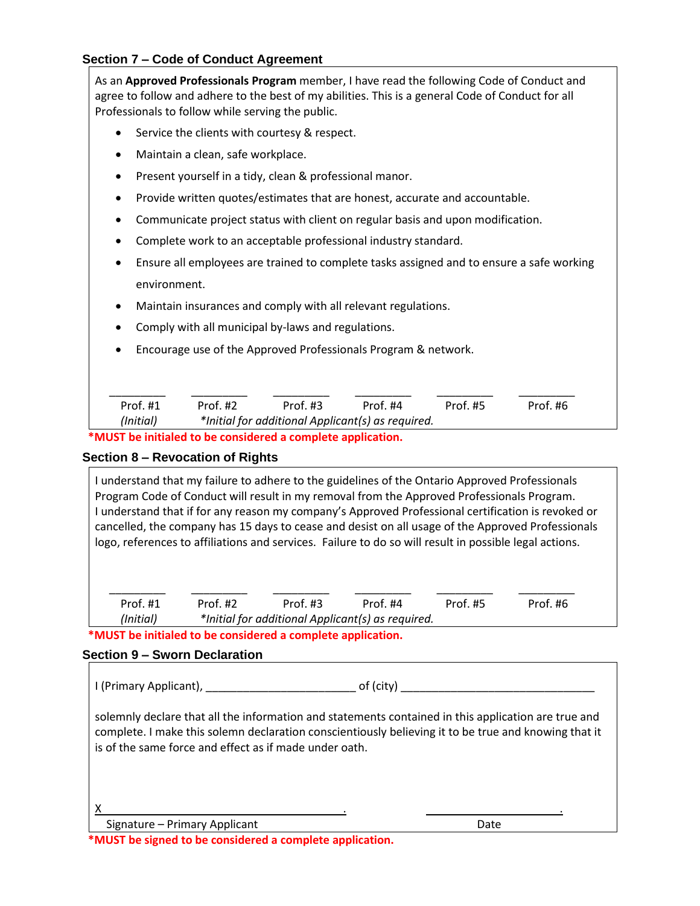## Section 7 – Code of Conduct Agreement

As an **Approved Professionals Program** member, I have read the following Code of Conduct and agree to follow and adhere to the best of my abilities. This is a general Code of Conduct for all Professionals to follow while serving the public.

- Service the clients with courtesy & respect.
- Maintain a clean, safe workplace.
- Present yourself in a tidy, clean & professional manor.
- Provide written quotes/estimates that are honest, accurate and accountable.
- Communicate project status with client on regular basis and upon modification.
- Complete work to an acceptable professional industry standard.
- Ensure all employees are trained to complete tasks assigned and to ensure a safe working environment.
- Maintain insurances and comply with all relevant regulations.
- Comply with all municipal by-laws and regulations.
- Encourage use of the Approved Professionals Program & network.

| _________ | _________ | _________ | _________ | _________ | _________ |
|---|---|---|---|---|---|
| Prof. #1 | Prof. #2 | Prof. #3 | Prof. #4 | Prof. #5 | Prof. #6 |

*(Initial)* *\*Initial for additional Applicant(s) as required.*

**\*MUST be initialed to be considered a complete application.**

## Section 8 – Revocation of Rights

I understand that my failure to adhere to the guidelines of the Ontario Approved Professionals Program Code of Conduct will result in my removal from the Approved Professionals Program. I understand that if for any reason my company's Approved Professional certification is revoked or cancelled, the company has 15 days to cease and desist on all usage of the Approved Professionals logo, references to affiliations and services. Failure to do so will result in possible legal actions.

| _________ | _________ | _________ | _________ | _________ | _________ |
|---|---|---|---|---|---|
| Prof. #1 | Prof. #2 | Prof. #3 | Prof. #4 | Prof. #5 | Prof. #6 |

*(Initial)* *\*Initial for additional Applicant(s) as required.*

**\*MUST be initialed to be considered a complete application.**

## Section 9 – Sworn Declaration

I (Primary Applicant), ________________________ of (city) ________________________________

solemnly declare that all the information and statements contained in this application are true and complete. I make this solemn declaration conscientiously believing it to be true and knowing that it is of the same force and effect as if made under oath.

X ________________________________________.    ________________________.

Signature – Primary Applicant    Date

**\*MUST be signed to be considered a complete application.**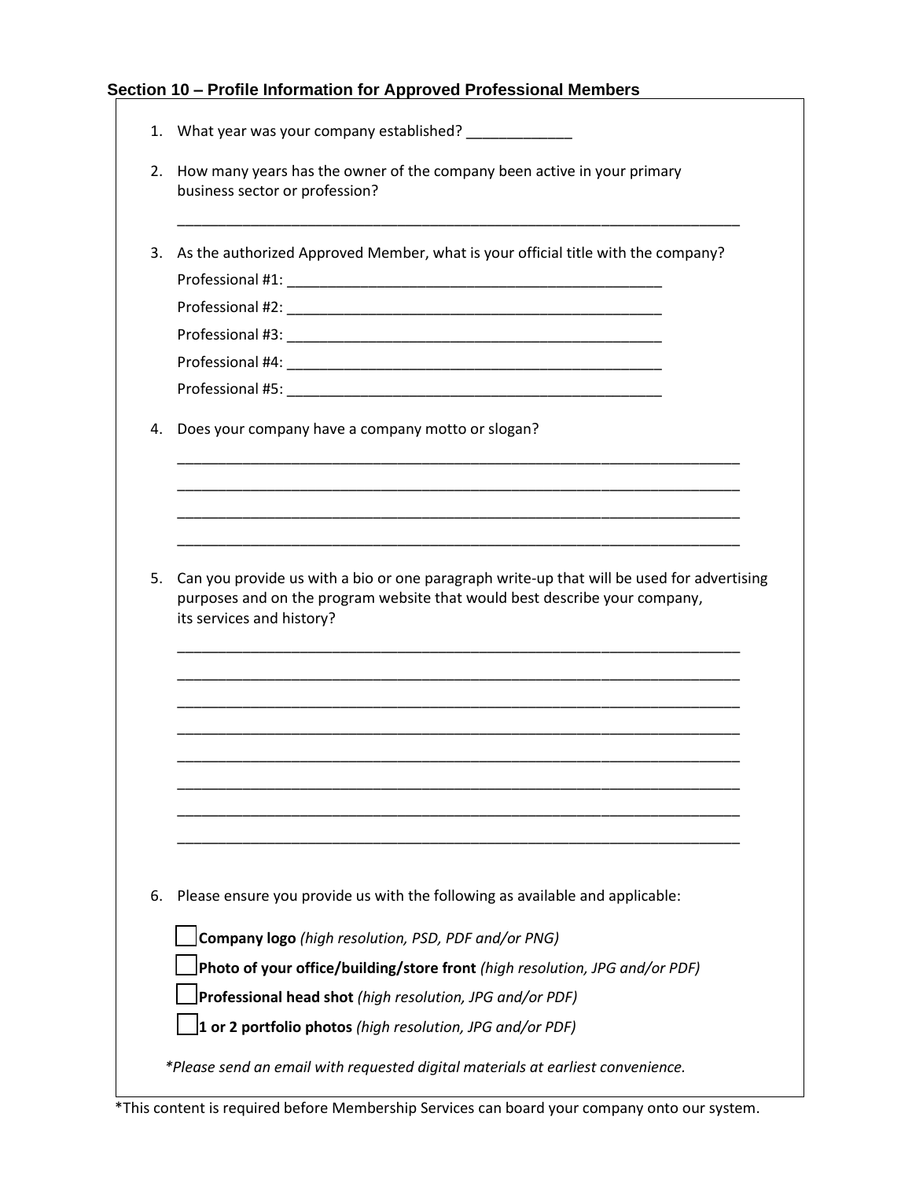## Section 10 – Profile Information for Approved Professional Members

1. What year was your company established? _____________

2. How many years has the owner of the company been active in your primary business sector or profession?

   ________________________________________________________________________

3. As the authorized Approved Member, what is your official title with the company?

   Professional #1: ________________________________________________

   Professional #2: ________________________________________________

   Professional #3: ________________________________________________

   Professional #4: ________________________________________________

   Professional #5: ________________________________________________

4. Does your company have a company motto or slogan?

   ________________________________________________________________________

   ________________________________________________________________________

   ________________________________________________________________________

   ________________________________________________________________________

5. Can you provide us with a bio or one paragraph write-up that will be used for advertising purposes and on the program website that would best describe your company, its services and history?

   ________________________________________________________________________

   ________________________________________________________________________

   ________________________________________________________________________

   ________________________________________________________________________

   ________________________________________________________________________

   ________________________________________________________________________

   ________________________________________________________________________

   ________________________________________________________________________

6. Please ensure you provide us with the following as available and applicable:

   - ☐ **Company logo** *(high resolution, PSD, PDF and/or PNG)*
   - ☐ **Photo of your office/building/store front** *(high resolution, JPG and/or PDF)*
   - ☐ **Professional head shot** *(high resolution, JPG and/or PDF)*
   - ☐ **1 or 2 portfolio photos** *(high resolution, JPG and/or PDF)*

*\*Please send an email with requested digital materials at earliest convenience.*

*This content is required before Membership Services can board your company onto our system.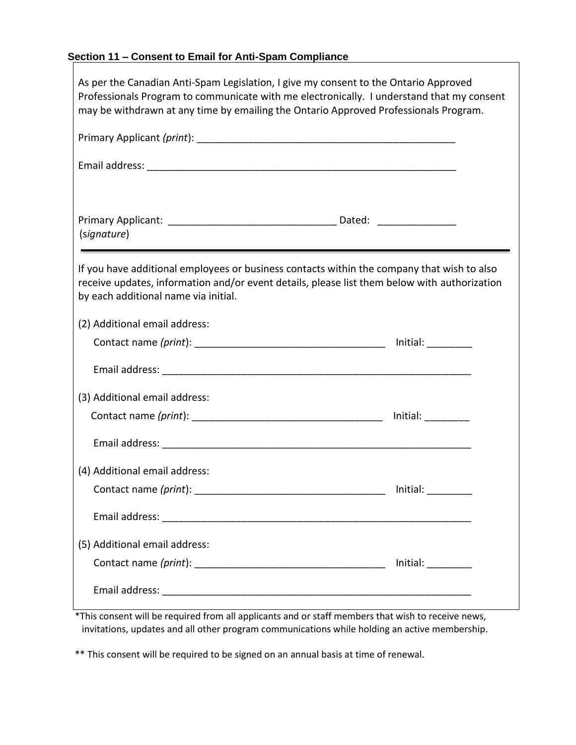## Section 11 – Consent to Email for Anti-Spam Compliance

As per the Canadian Anti-Spam Legislation, I give my consent to the Ontario Approved Professionals Program to communicate with me electronically. I understand that my consent may be withdrawn at any time by emailing the Ontario Approved Professionals Program.

Primary Applicant *(print)*: _______________________________________________

Email address: ________________________________________________________

Primary Applicant: ______________________________ Dated: ______________
(*signature*)

---

If you have additional employees or business contacts within the company that wish to also receive updates, information and/or event details, please list them below with authorization by each additional name via initial.

(2) Additional email address:

Contact name *(print)*: __________________________________ Initial: ________

Email address: ________________________________________________________

(3) Additional email address:

Contact name *(print)*: __________________________________ Initial: ________

Email address: ________________________________________________________

(4) Additional email address:

Contact name *(print)*: __________________________________ Initial: ________

Email address: ________________________________________________________

(5) Additional email address:

Contact name *(print)*: __________________________________ Initial: ________

Email address: ________________________________________________________

*This consent will be required from all applicants and or staff members that wish to receive news, invitations, updates and all other program communications while holding an active membership.

** This consent will be required to be signed on an annual basis at time of renewal.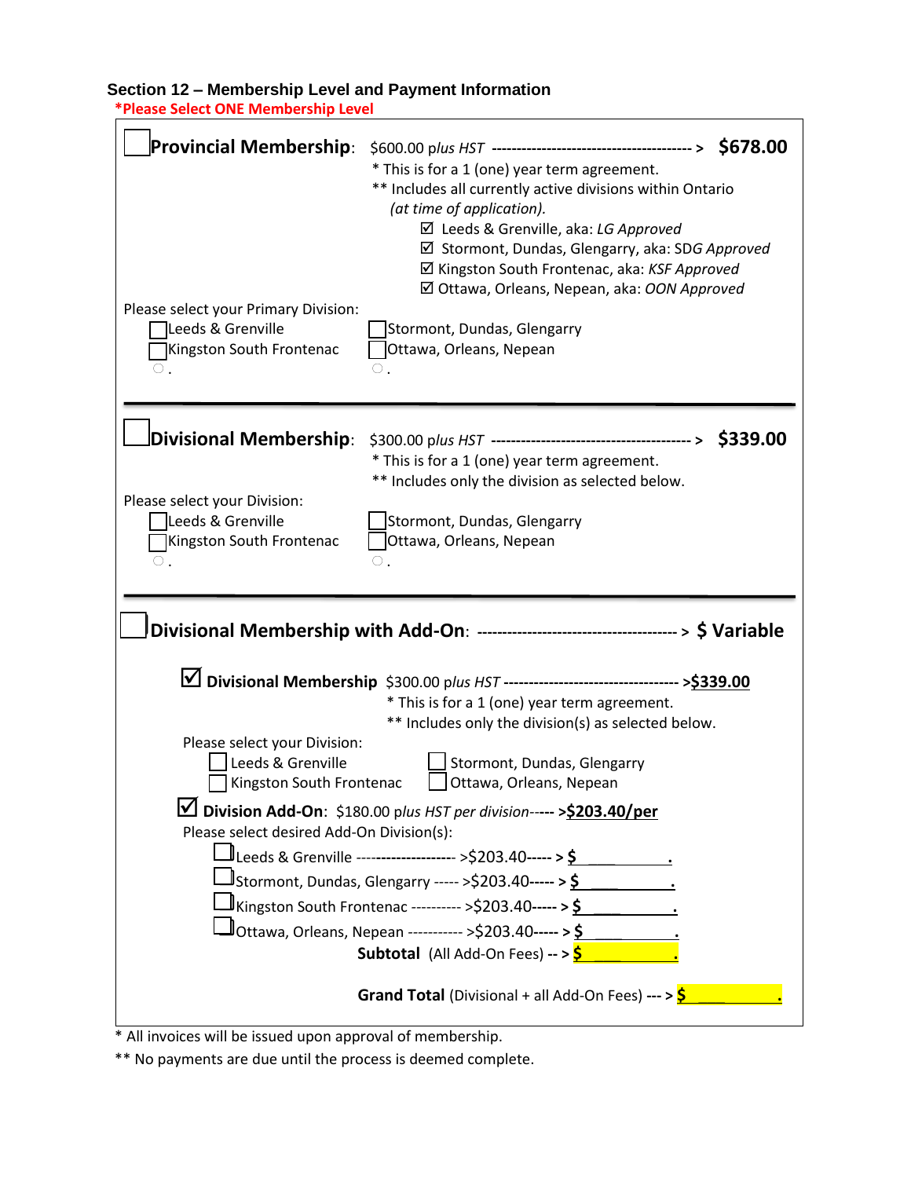### Section 12 – Membership Level and Payment Information

**\*Please Select ONE Membership Level**

☐ **Provincial Membership**: $600.00 *plus HST* ----------------------------------------> **$678.00**

\* This is for a 1 (one) year term agreement.

\*\* Includes all currently active divisions within Ontario *(at time of application).*

- ☑ Leeds & Grenville, aka: *LG Approved*
- ☑ Stormont, Dundas, Glengarry, aka: SDG *Approved*
- ☑ Kingston South Frontenac, aka: *KSF Approved*
- ☑ Ottawa, Orleans, Nepean, aka: *OON Approved*

Please select your Primary Division:

- ☐ Leeds & Grenville
- ☐ Stormont, Dundas, Glengarry
- ☐ Kingston South Frontenac
- ☐ Ottawa, Orleans, Nepean

---

☐ **Divisional Membership**: $300.00 *plus HST* ----------------------------------------> **$339.00**

\* This is for a 1 (one) year term agreement.

\*\* Includes only the division as selected below.

Please select your Division:

- ☐ Leeds & Grenville
- ☐ Stormont, Dundas, Glengarry
- ☐ Kingston South Frontenac
- ☐ Ottawa, Orleans, Nepean

---

☐ **Divisional Membership with Add-On**: ----------------------------------------> **$ Variable**

☑ **Divisional Membership** $300.00 *plus HST* ----------------------------------> **$339.00**

\* This is for a 1 (one) year term agreement.

\*\* Includes only the division(s) as selected below.

Please select your Division:

- ☐ Leeds & Grenville
- ☐ Stormont, Dundas, Glengarry
- ☐ Kingston South Frontenac
- ☐ Ottawa, Orleans, Nepean

☑ **Division Add-On**: $180.00 p*lus HST per division*----- **>$203.40/per**

Please select desired Add-On Division(s):

- ☐ Leeds & Grenville -------------------- >$203.40----- > $ ____________.
- ☐ Stormont, Dundas, Glengarry ----- >$203.40----- > $ ____________.
- ☐ Kingston South Frontenac ---------- >$203.40----- > $ ____________.
- ☐ Ottawa, Orleans, Nepean ----------- >$203.40----- > $ ____________.

**Subtotal** (All Add-On Fees) -- > $ ____________.

**Grand Total** (Divisional + all Add-On Fees) --- > $ ____________.

\* All invoices will be issued upon approval of membership.

\*\* No payments are due until the process is deemed complete.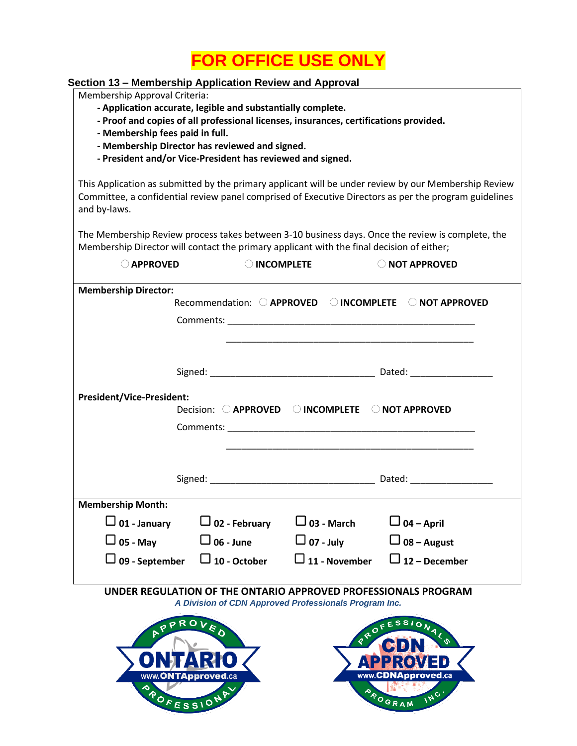# FOR OFFICE USE ONLY

## Section 13 – Membership Application Review and Approval

Membership Approval Criteria:

- **Application accurate, legible and substantially complete.**
- **Proof and copies of all professional licenses, insurances, certifications provided.**
- **Membership fees paid in full.**
- **Membership Director has reviewed and signed.**
- **President and/or Vice-President has reviewed and signed.**

This Application as submitted by the primary applicant will be under review by our Membership Review Committee, a confidential review panel comprised of Executive Directors as per the program guidelines and by-laws.

The Membership Review process takes between 3-10 business days. Once the review is complete, the Membership Director will contact the primary applicant with the final decision of either;

○ **APPROVED** ○ **INCOMPLETE** ○ **NOT APPROVED**

**Membership Director:**

Recommendation: ○ **APPROVED** ○ **INCOMPLETE** ○ **NOT APPROVED**

Comments: ________________________________________________

________________________________________________

Signed: ________________________________ Dated: ________________

**President/Vice-President:**

Decision: ○ **APPROVED** ○ **INCOMPLETE** ○ **NOT APPROVED**

Comments: ________________________________________________

________________________________________________

Signed: ________________________________ Dated: ________________

**Membership Month:**

| | | | |
|---|---|---|---|
| ☐ **01 - January** | ☐ **02 - February** | ☐ **03 - March** | ☐ **04 – April** |
| ☐ **05 - May** | ☐ **06 - June** | ☐ **07 - July** | ☐ **08 – August** |
| ☐ **09 - September** | ☐ **10 - October** | ☐ **11 - November** | ☐ **12 – December** |

**UNDER REGULATION OF THE ONTARIO APPROVED PROFESSIONALS PROGRAM**

***A Division of CDN Approved Professionals Program Inc.***

APPROVED ONTARIO www.ONTApproved.ca PROFESSIONAL

PROFESSIONALS CDN APPROVED www.CDNApproved.ca PROGRAM INC.